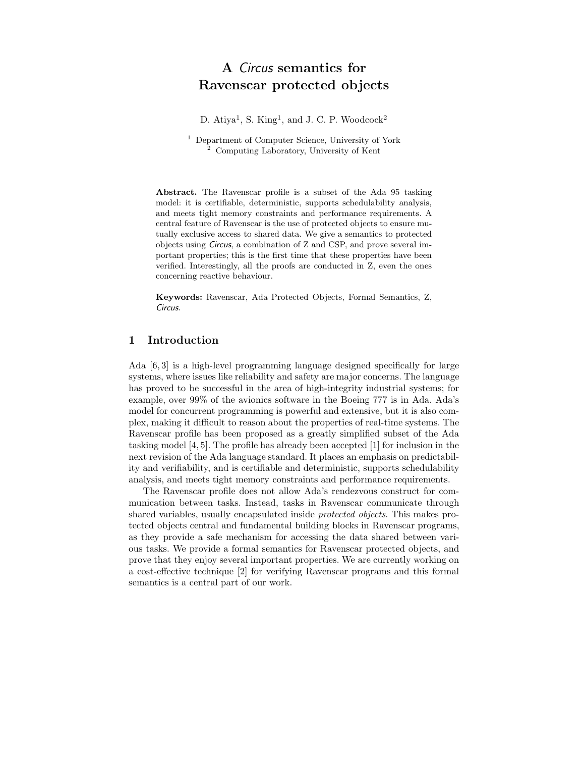# A *Circus* semantics for Ravenscar protected objects

D. Atiya[1], S. King[1], and J. C. P. Woodcock[2]

[1] Department of Computer Science, University of York
[2] Computing Laboratory, University of Kent

**Abstract.** The Ravenscar profile is a subset of the Ada 95 tasking model: it is certifiable, deterministic, supports schedulability analysis, and meets tight memory constraints and performance requirements. A central feature of Ravenscar is the use of protected objects to ensure mutually exclusive access to shared data. We give a semantics to protected objects using *Circus*, a combination of Z and CSP, and prove several important properties; this is the first time that these properties have been verified. Interestingly, all the proofs are conducted in Z, even the ones concerning reactive behaviour.

**Keywords:** Ravenscar, Ada Protected Objects, Formal Semantics, Z, *Circus*.

## 1 Introduction

Ada [6, 3] is a high-level programming language designed specifically for large systems, where issues like reliability and safety are major concerns. The language has proved to be successful in the area of high-integrity industrial systems; for example, over 99% of the avionics software in the Boeing 777 is in Ada. Ada's model for concurrent programming is powerful and extensive, but it is also complex, making it difficult to reason about the properties of real-time systems. The Ravenscar profile has been proposed as a greatly simplified subset of the Ada tasking model [4, 5]. The profile has already been accepted [1] for inclusion in the next revision of the Ada language standard. It places an emphasis on predictability and verifiability, and is certifiable and deterministic, supports schedulability analysis, and meets tight memory constraints and performance requirements.

The Ravenscar profile does not allow Ada's rendezvous construct for communication between tasks. Instead, tasks in Ravenscar communicate through shared variables, usually encapsulated inside *protected objects*. This makes protected objects central and fundamental building blocks in Ravenscar programs, as they provide a safe mechanism for accessing the data shared between various tasks. We provide a formal semantics for Ravenscar protected objects, and prove that they enjoy several important properties. We are currently working on a cost-effective technique [2] for verifying Ravenscar programs and this formal semantics is a central part of our work.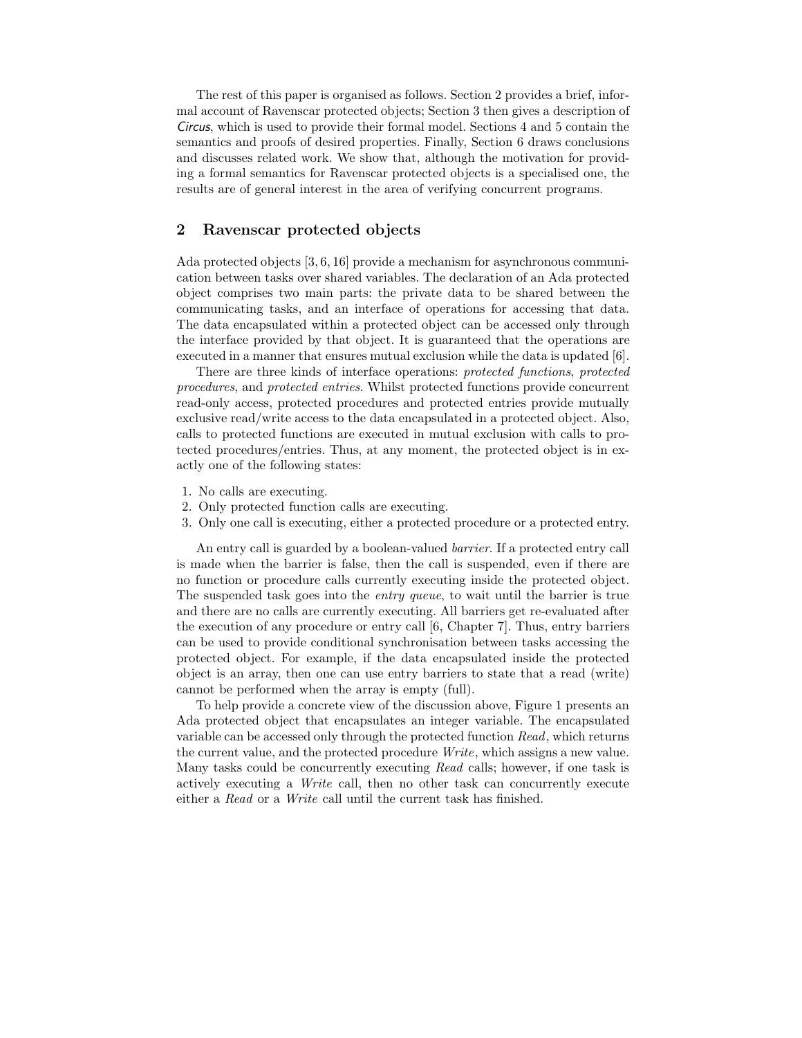The rest of this paper is organised as follows. Section 2 provides a brief, informal account of Ravenscar protected objects; Section 3 then gives a description of *Circus*, which is used to provide their formal model. Sections 4 and 5 contain the semantics and proofs of desired properties. Finally, Section 6 draws conclusions and discusses related work. We show that, although the motivation for providing a formal semantics for Ravenscar protected objects is a specialised one, the results are of general interest in the area of verifying concurrent programs.

## 2 Ravenscar protected objects

Ada protected objects [3, 6, 16] provide a mechanism for asynchronous communication between tasks over shared variables. The declaration of an Ada protected object comprises two main parts: the private data to be shared between the communicating tasks, and an interface of operations for accessing that data. The data encapsulated within a protected object can be accessed only through the interface provided by that object. It is guaranteed that the operations are executed in a manner that ensures mutual exclusion while the data is updated [6].

There are three kinds of interface operations: *protected functions*, *protected procedures*, and *protected entries*. Whilst protected functions provide concurrent read-only access, protected procedures and protected entries provide mutually exclusive read/write access to the data encapsulated in a protected object. Also, calls to protected functions are executed in mutual exclusion with calls to protected procedures/entries. Thus, at any moment, the protected object is in exactly one of the following states:

1. No calls are executing.
2. Only protected function calls are executing.
3. Only one call is executing, either a protected procedure or a protected entry.

An entry call is guarded by a boolean-valued *barrier*. If a protected entry call is made when the barrier is false, then the call is suspended, even if there are no function or procedure calls currently executing inside the protected object. The suspended task goes into the *entry queue*, to wait until the barrier is true and there are no calls are currently executing. All barriers get re-evaluated after the execution of any procedure or entry call [6, Chapter 7]. Thus, entry barriers can be used to provide conditional synchronisation between tasks accessing the protected object. For example, if the data encapsulated inside the protected object is an array, then one can use entry barriers to state that a read (write) cannot be performed when the array is empty (full).

To help provide a concrete view of the discussion above, Figure 1 presents an Ada protected object that encapsulates an integer variable. The encapsulated variable can be accessed only through the protected function *Read*, which returns the current value, and the protected procedure *Write*, which assigns a new value. Many tasks could be concurrently executing *Read* calls; however, if one task is actively executing a *Write* call, then no other task can concurrently execute either a *Read* or a *Write* call until the current task has finished.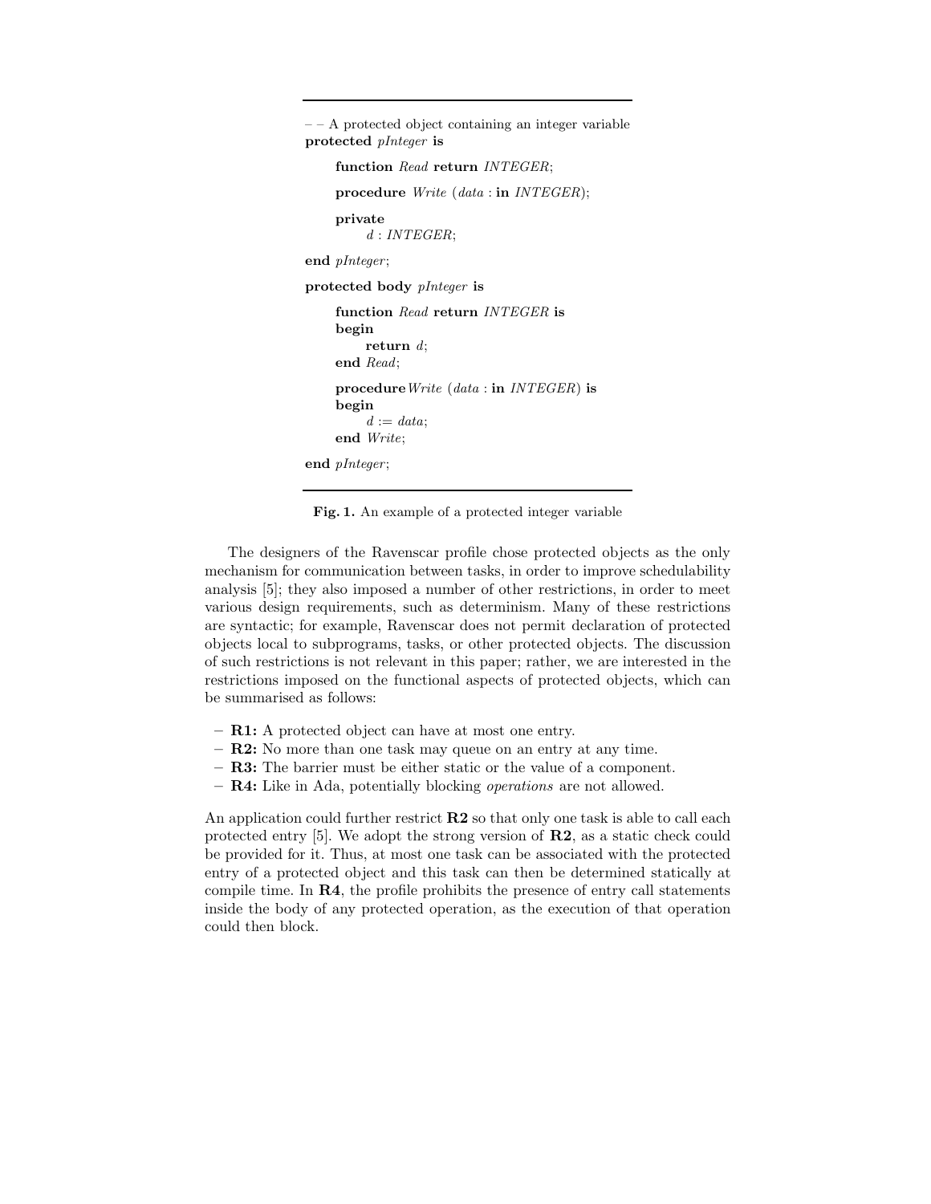```
-- A protected object containing an integer variable
protected pInteger is

   function Read return INTEGER;

   procedure Write (data : in INTEGER);

   private
      d : INTEGER;

end pInteger;

protected body pInteger is

   function Read return INTEGER is
   begin
      return d;
   end Read;

   procedure Write (data : in INTEGER) is
   begin
      d := data;
   end Write;

end pInteger;
```

**Fig. 1.** An example of a protected integer variable

The designers of the Ravenscar profile chose protected objects as the only mechanism for communication between tasks, in order to improve schedulability analysis [5]; they also imposed a number of other restrictions, in order to meet various design requirements, such as determinism. Many of these restrictions are syntactic; for example, Ravenscar does not permit declaration of protected objects local to subprograms, tasks, or other protected objects. The discussion of such restrictions is not relevant in this paper; rather, we are interested in the restrictions imposed on the functional aspects of protected objects, which can be summarised as follows:

- **R1:** A protected object can have at most one entry.
- **R2:** No more than one task may queue on an entry at any time.
- **R3:** The barrier must be either static or the value of a component.
- **R4:** Like in Ada, potentially blocking *operations* are not allowed.

An application could further restrict **R2** so that only one task is able to call each protected entry [5]. We adopt the strong version of **R2**, as a static check could be provided for it. Thus, at most one task can be associated with the protected entry of a protected object and this task can then be determined statically at compile time. In **R4**, the profile prohibits the presence of entry call statements inside the body of any protected operation, as the execution of that operation could then block.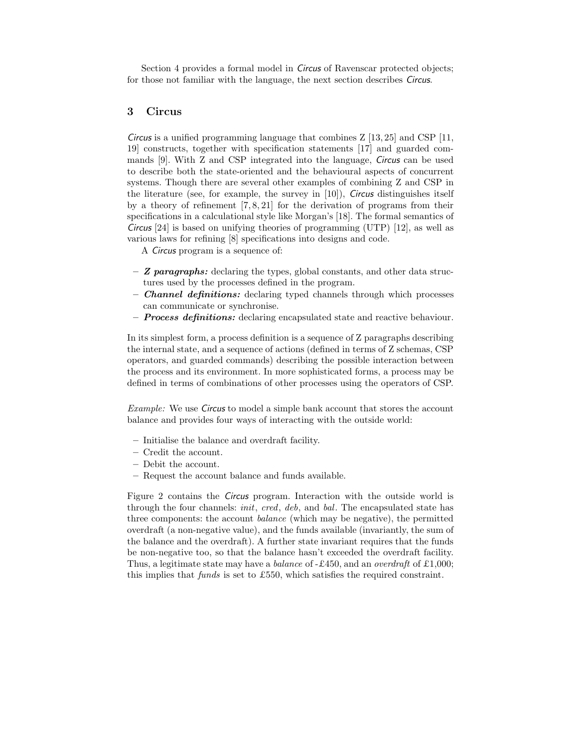Section 4 provides a formal model in *Circus* of Ravenscar protected objects; for those not familiar with the language, the next section describes *Circus*.

## 3 Circus

*Circus* is a unified programming language that combines Z [13, 25] and CSP [11, 19] constructs, together with specification statements [17] and guarded commands [9]. With Z and CSP integrated into the language, *Circus* can be used to describe both the state-oriented and the behavioural aspects of concurrent systems. Though there are several other examples of combining Z and CSP in the literature (see, for example, the survey in [10]), *Circus* distinguishes itself by a theory of refinement [7, 8, 21] for the derivation of programs from their specifications in a calculational style like Morgan's [18]. The formal semantics of *Circus* [24] is based on unifying theories of programming (UTP) [12], as well as various laws for refining [8] specifications into designs and code.

A *Circus* program is a sequence of:

- ***Z paragraphs:*** declaring the types, global constants, and other data structures used by the processes defined in the program.
- ***Channel definitions:*** declaring typed channels through which processes can communicate or synchronise.
- ***Process definitions:*** declaring encapsulated state and reactive behaviour.

In its simplest form, a process definition is a sequence of Z paragraphs describing the internal state, and a sequence of actions (defined in terms of Z schemas, CSP operators, and guarded commands) describing the possible interaction between the process and its environment. In more sophisticated forms, a process may be defined in terms of combinations of other processes using the operators of CSP.

*Example:* We use *Circus* to model a simple bank account that stores the account balance and provides four ways of interacting with the outside world:

- Initialise the balance and overdraft facility.
- Credit the account.
- Debit the account.
- Request the account balance and funds available.

Figure 2 contains the *Circus* program. Interaction with the outside world is through the four channels: *init*, *cred*, *deb*, and *bal*. The encapsulated state has three components: the account *balance* (which may be negative), the permitted overdraft (a non-negative value), and the funds available (invariantly, the sum of the balance and the overdraft). A further state invariant requires that the funds be non-negative too, so that the balance hasn't exceeded the overdraft facility. Thus, a legitimate state may have a *balance* of -£450, and an *overdraft* of £1,000; this implies that *funds* is set to £550, which satisfies the required constraint.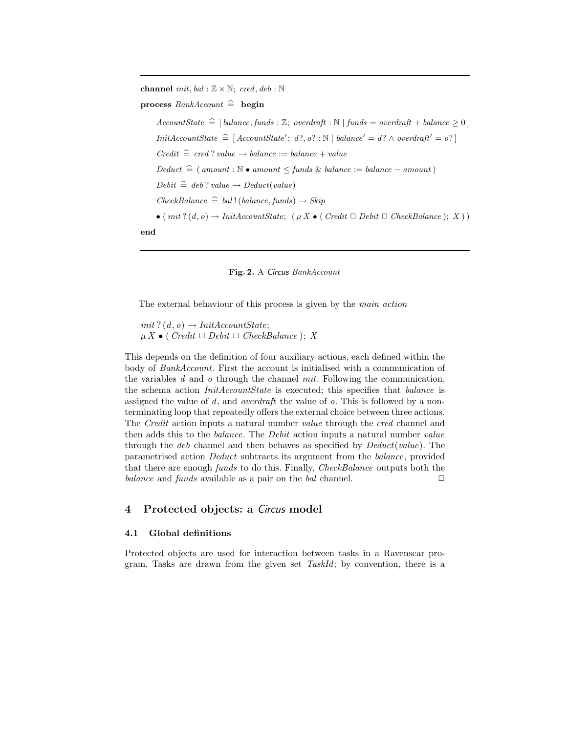---

$\textbf{channel } init, bal : \mathbb{Z} \times \mathbb{N};\ cred, deb : \mathbb{N}$

$\textbf{process } BankAccount \mathrel{\widehat=} \textbf{ begin}$

$\quad AccountState \mathrel{\widehat=} [\, balance, funds : \mathbb{Z};\ overdraft : \mathbb{N} \mid funds = overdraft + balance \geq 0 \,]$

$\quad InitAccountState \mathrel{\widehat=} [\, AccountState';\ d?, o? : \mathbb{N} \mid balance' = d? \land overdraft' = o? \,]$

$\quad Credit \mathrel{\widehat=} cred\,?\,value \rightarrow balance := balance + value$

$\quad Deduct \mathrel{\widehat=} (\, amount : \mathbb{N} \bullet amount \leq funds \ \&\ balance := balance - amount \,)$

$\quad Debit \mathrel{\widehat=} deb\,?\,value \rightarrow Deduct(value)$

$\quad CheckBalance \mathrel{\widehat=} bal\,!\,(balance, funds) \rightarrow Skip$

$\quad \bullet\ (\, init\,?\,(d, o) \rightarrow InitAccountState;\ \ (\, \mu X \bullet (\, Credit \,\Box\, Debit \,\Box\, CheckBalance \,);\ X \,)\,)$

$\textbf{end}$

---

**Fig. 2.** A *Circus* *BankAccount*

The external behaviour of this process is given by the *main action*

$$init\,?\,(d, o) \rightarrow InitAccountState;$$
$$\mu X \bullet (\, Credit \,\Box\, Debit \,\Box\, CheckBalance \,);\ X$$

This depends on the definition of four auxiliary actions, each defined within the body of *BankAccount*. First the account is initialised with a communication of the variables $d$ and $o$ through the channel *init*. Following the communication, the schema action *InitAccountState* is executed; this specifies that *balance* is assigned the value of $d$, and *overdraft* the value of $o$. This is followed by a non-terminating loop that repeatedly offers the external choice between three actions. The *Credit* action inputs a natural number *value* through the *cred* channel and then adds this to the *balance*. The *Debit* action inputs a natural number *value* through the *deb* channel and then behaves as specified by $Deduct(value)$. The parametrised action *Deduct* subtracts its argument from the *balance*, provided that there are enough *funds* to do this. Finally, *CheckBalance* outputs both the *balance* and *funds* available as a pair on the *bal* channel. □

## 4 Protected objects: a *Circus* model

### 4.1 Global definitions

Protected objects are used for interaction between tasks in a Ravenscar program. Tasks are drawn from the given set *TaskId*; by convention, there is a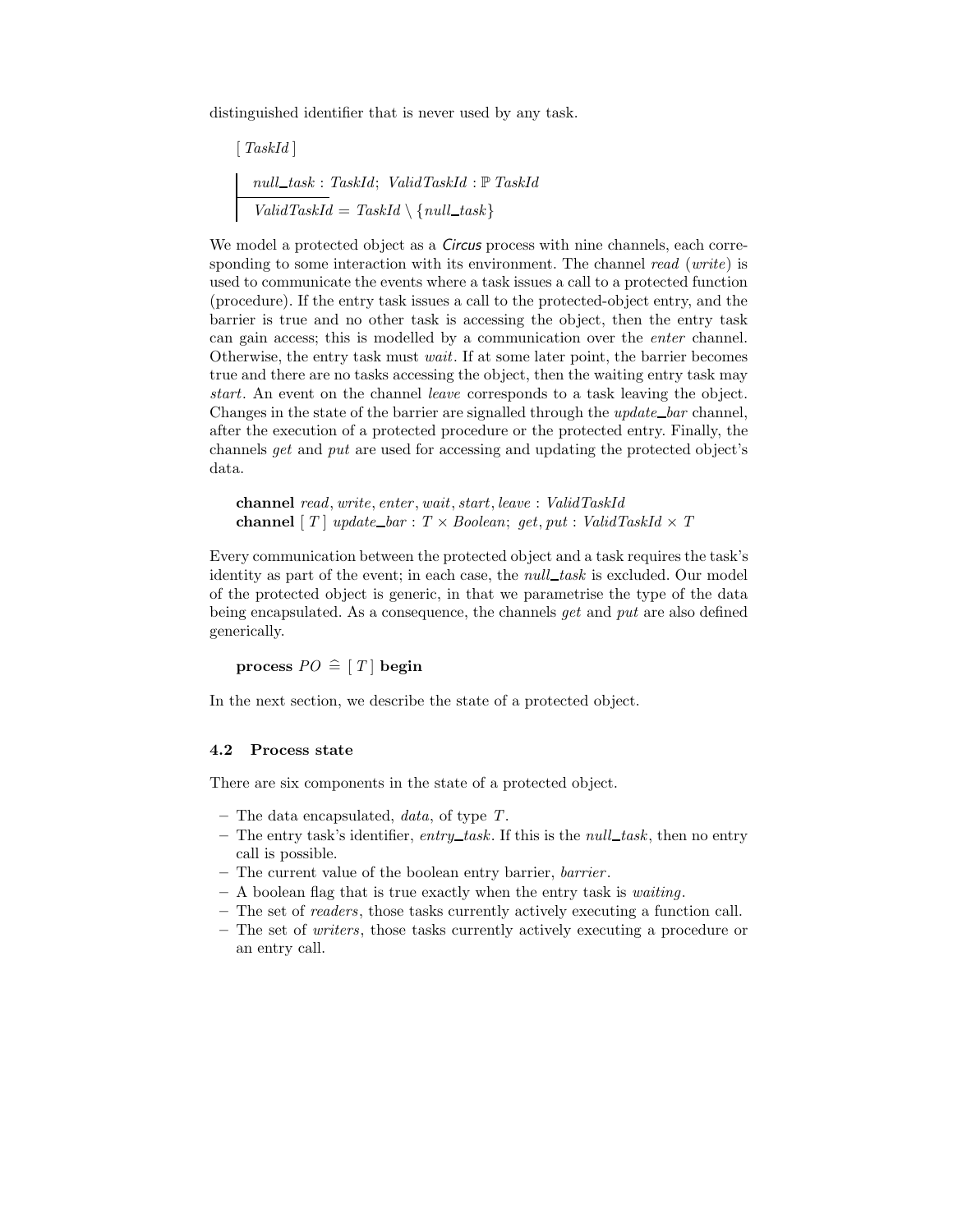distinguished identifier that is never used by any task.

$$[\, TaskId \,]$$

$$
\begin{array}{|l}
null\_task : TaskId;\; ValidTaskId : \mathbb{P}\ TaskId \\
\hline
ValidTaskId = TaskId \setminus \{null\_task\}
\end{array}
$$

We model a protected object as a *Circus* process with nine channels, each corresponding to some interaction with its environment. The channel *read* (*write*) is used to communicate the events where a task issues a call to a protected function (procedure). If the entry task issues a call to the protected-object entry, and the barrier is true and no other task is accessing the object, then the entry task can gain access; this is modelled by a communication over the *enter* channel. Otherwise, the entry task must *wait*. If at some later point, the barrier becomes true and there are no tasks accessing the object, then the waiting entry task may *start*. An event on the channel *leave* corresponds to a task leaving the object. Changes in the state of the barrier are signalled through the *update_bar* channel, after the execution of a protected procedure or the protected entry. Finally, the channels *get* and *put* are used for accessing and updating the protected object's data.

$$\textbf{channel}\ read, write, enter, wait, start, leave : ValidTaskId$$
$$\textbf{channel}\ [\, T \,]\ update\_bar : T \times Boolean;\ get, put : ValidTaskId \times T$$

Every communication between the protected object and a task requires the task's identity as part of the event; in each case, the *null_task* is excluded. Our model of the protected object is generic, in that we parametrise the type of the data being encapsulated. As a consequence, the channels *get* and *put* are also defined generically.

$$\textbf{process}\ PO \mathrel{\widehat{=}} [\, T \,]\ \textbf{begin}$$

In the next section, we describe the state of a protected object.

### 4.2 Process state

There are six components in the state of a protected object.

- The data encapsulated, *data*, of type $T$.
- The entry task's identifier, *entry_task*. If this is the *null_task*, then no entry call is possible.
- The current value of the boolean entry barrier, *barrier*.
- A boolean flag that is true exactly when the entry task is *waiting*.
- The set of *readers*, those tasks currently actively executing a function call.
- The set of *writers*, those tasks currently actively executing a procedure or an entry call.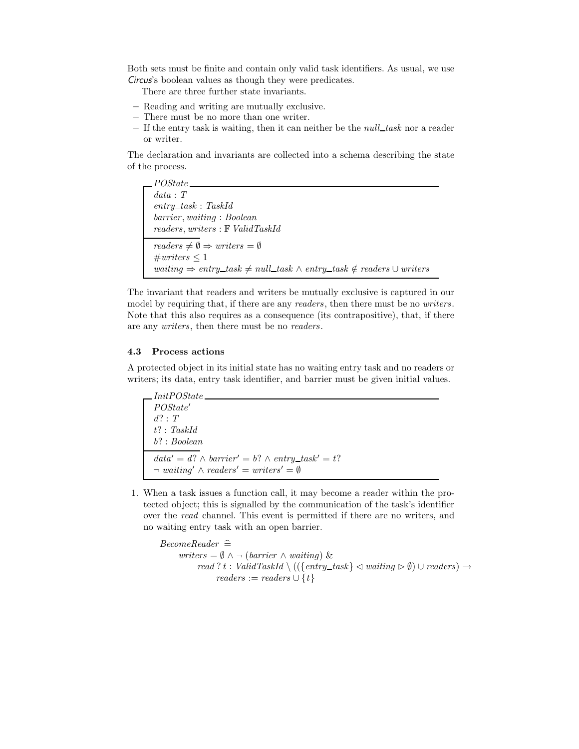Both sets must be finite and contain only valid task identifiers. As usual, we use *Circus*'s boolean values as though they were predicates.

There are three further state invariants.

- Reading and writing are mutually exclusive.
- There must be no more than one writer.
- If the entry task is waiting, then it can neither be the *null_task* nor a reader or writer.

The declaration and invariants are collected into a schema describing the state of the process.

**POState**

$$
\begin{array}{l}
data : T \\
entry\_task : TaskId \\
barrier, waiting : Boolean \\
readers, writers : \mathbb{F}\ ValidTaskId \\
\hline
readers \neq \emptyset \Rightarrow writers = \emptyset \\
\#writers \leq 1 \\
waiting \Rightarrow entry\_task \neq null\_task \land entry\_task \notin readers \cup writers
\end{array}
$$

The invariant that readers and writers be mutually exclusive is captured in our model by requiring that, if there are any *readers*, then there must be no *writers*. Note that this also requires as a consequence (its contrapositive), that, if there are any *writers*, then there must be no *readers*.

### 4.3 Process actions

A protected object in its initial state has no waiting entry task and no readers or writers; its data, entry task identifier, and barrier must be given initial values.

**InitPOState**

$$
\begin{array}{l}
POState' \\
d? : T \\
t? : TaskId \\
b? : Boolean \\
\hline
data' = d? \land barrier' = b? \land entry\_task' = t? \\
\neg\ waiting' \land readers' = writers' = \emptyset
\end{array}
$$

1. When a task issues a function call, it may become a reader within the protected object; this is signalled by the communication of the task's identifier over the *read* channel. This event is permitted if there are no writers, and no waiting entry task with an open barrier.

$$
\begin{array}{l}
BecomeReader \mathrel{\widehat=} \\
\quad writers = \emptyset \land \neg\ (barrier \land waiting)\ \& \\
\quad\quad read\ ?\ t : ValidTaskId \setminus ((\{entry\_task\} \lhd waiting \rhd \emptyset) \cup readers) \rightarrow \\
\quad\quad\quad readers := readers \cup \{t\}
\end{array}
$$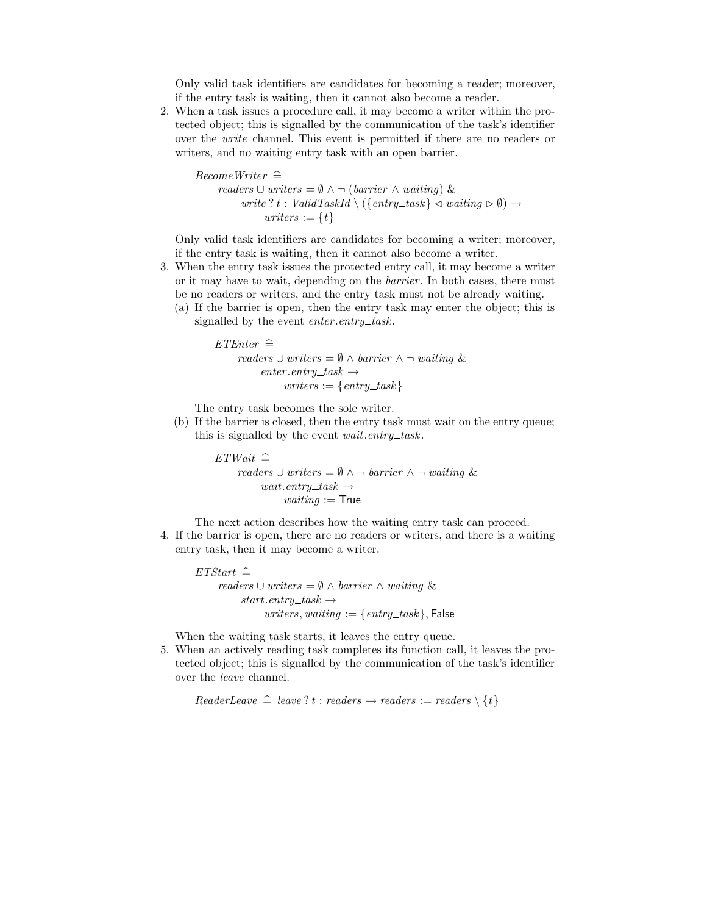Only valid task identifiers are candidates for becoming a reader; moreover, if the entry task is waiting, then it cannot also become a reader.

2. When a task issues a procedure call, it may become a writer within the protected object; this is signalled by the communication of the task's identifier over the *write* channel. This event is permitted if there are no readers or writers, and no waiting entry task with an open barrier.

$$
\begin{array}{l}
\mathit{BecomeWriter} \mathrel{\widehat{=}} \\
\quad \mathit{readers} \cup \mathit{writers} = \emptyset \wedge \neg\,(\mathit{barrier} \wedge \mathit{waiting}) \mathrel{\&} \\
\qquad \mathit{write}\,?\,t : \mathit{ValidTaskId} \setminus (\{\mathit{entry\_task}\} \lhd \mathit{waiting} \rhd \emptyset) \rightarrow \\
\qquad\quad \mathit{writers} := \{t\}
\end{array}
$$

Only valid task identifiers are candidates for becoming a writer; moreover, if the entry task is waiting, then it cannot also become a writer.

3. When the entry task issues the protected entry call, it may become a writer or it may have to wait, depending on the *barrier*. In both cases, there must be no readers or writers, and the entry task must not be already waiting.
   (a) If the barrier is open, then the entry task may enter the object; this is signalled by the event *enter.entry_task*.

$$
\begin{array}{l}
\mathit{ETEnter} \mathrel{\widehat{=}} \\
\quad \mathit{readers} \cup \mathit{writers} = \emptyset \wedge \mathit{barrier} \wedge \neg\,\mathit{waiting} \mathrel{\&} \\
\qquad \mathit{enter}.\mathit{entry\_task} \rightarrow \\
\qquad\quad \mathit{writers} := \{\mathit{entry\_task}\}
\end{array}
$$

   The entry task becomes the sole writer.

   (b) If the barrier is closed, then the entry task must wait on the entry queue; this is signalled by the event *wait.entry_task*.

$$
\begin{array}{l}
\mathit{ETWait} \mathrel{\widehat{=}} \\
\quad \mathit{readers} \cup \mathit{writers} = \emptyset \wedge \neg\,\mathit{barrier} \wedge \neg\,\mathit{waiting} \mathrel{\&} \\
\qquad \mathit{wait}.\mathit{entry\_task} \rightarrow \\
\qquad\quad \mathit{waiting} := \mathsf{True}
\end{array}
$$

   The next action describes how the waiting entry task can proceed.

4. If the barrier is open, there are no readers or writers, and there is a waiting entry task, then it may become a writer.

$$
\begin{array}{l}
\mathit{ETStart} \mathrel{\widehat{=}} \\
\quad \mathit{readers} \cup \mathit{writers} = \emptyset \wedge \mathit{barrier} \wedge \mathit{waiting} \mathrel{\&} \\
\qquad \mathit{start}.\mathit{entry\_task} \rightarrow \\
\qquad\quad \mathit{writers}, \mathit{waiting} := \{\mathit{entry\_task}\}, \mathsf{False}
\end{array}
$$

When the waiting task starts, it leaves the entry queue.

5. When an actively reading task completes its function call, it leaves the protected object; this is signalled by the communication of the task's identifier over the *leave* channel.

$$
\mathit{ReaderLeave} \mathrel{\widehat{=}} \mathit{leave}\,?\,t : \mathit{readers} \rightarrow \mathit{readers} := \mathit{readers} \setminus \{t\}
$$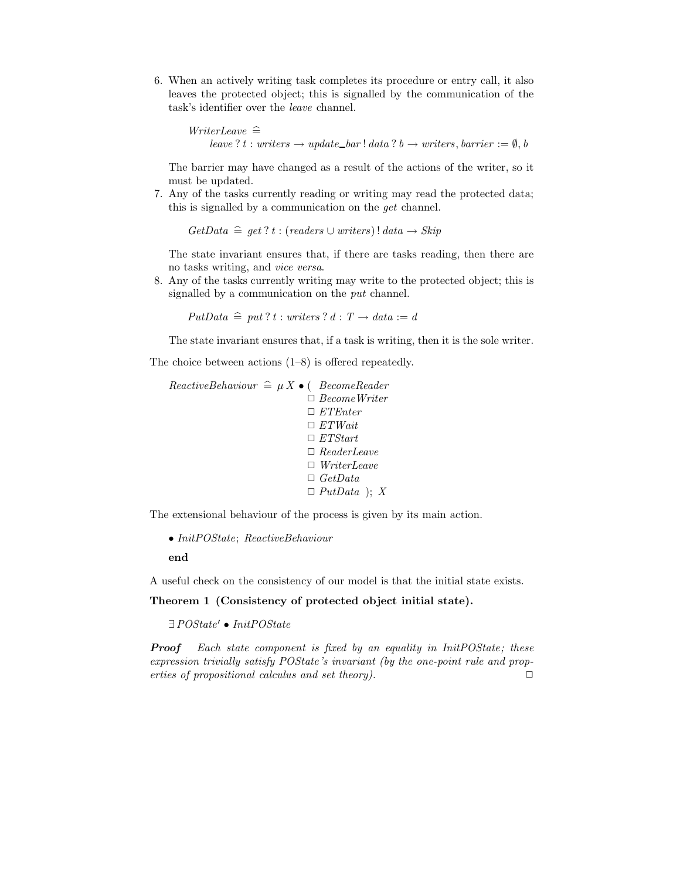6. When an actively writing task completes its procedure or entry call, it also leaves the protected object; this is signalled by the communication of the task's identifier over the *leave* channel.

   $$\begin{aligned}&\mathit{WriterLeave} \mathrel{\widehat=}\\ &\quad \mathit{leave}\,?\,t : \mathit{writers} \rightarrow \mathit{update\_bar}\,!\,\mathit{data}\,?\,b \rightarrow \mathit{writers}, \mathit{barrier} := \emptyset, b\end{aligned}$$

   The barrier may have changed as a result of the actions of the writer, so it must be updated.

7. Any of the tasks currently reading or writing may read the protected data; this is signalled by a communication on the *get* channel.

   $$\mathit{GetData} \mathrel{\widehat=} \mathit{get}\,?\,t : (\mathit{readers} \cup \mathit{writers})\,!\,\mathit{data} \rightarrow \mathit{Skip}$$

   The state invariant ensures that, if there are tasks reading, then there are no tasks writing, and *vice versa*.

8. Any of the tasks currently writing may write to the protected object; this is signalled by a communication on the *put* channel.

   $$\mathit{PutData} \mathrel{\widehat=} \mathit{put}\,?\,t : \mathit{writers}\,?\,d : T \rightarrow \mathit{data} := d$$

   The state invariant ensures that, if a task is writing, then it is the sole writer.

The choice between actions (1–8) is offered repeatedly.

$$\begin{aligned}\mathit{ReactiveBehaviour} \mathrel{\widehat=} \mu X \bullet (\ &\mathit{BecomeReader}\\ \Box\ &\mathit{BecomeWriter}\\ \Box\ &\mathit{ETEnter}\\ \Box\ &\mathit{ETWait}\\ \Box\ &\mathit{ETStart}\\ \Box\ &\mathit{ReaderLeave}\\ \Box\ &\mathit{WriterLeave}\\ \Box\ &\mathit{GetData}\\ \Box\ &\mathit{PutData}\ );\ X\end{aligned}$$

The extensional behaviour of the process is given by its main action.

$\bullet\ \mathit{InitPOState};\ \mathit{ReactiveBehaviour}$

**end**

A useful check on the consistency of our model is that the initial state exists.

**Theorem 1 (Consistency of protected object initial state).**

$$\exists\, \mathit{POState}' \bullet \mathit{InitPOState}$$

***Proof*** *Each state component is fixed by an equality in InitPOState; these expression trivially satisfy POState's invariant (by the one-point rule and properties of propositional calculus and set theory).* □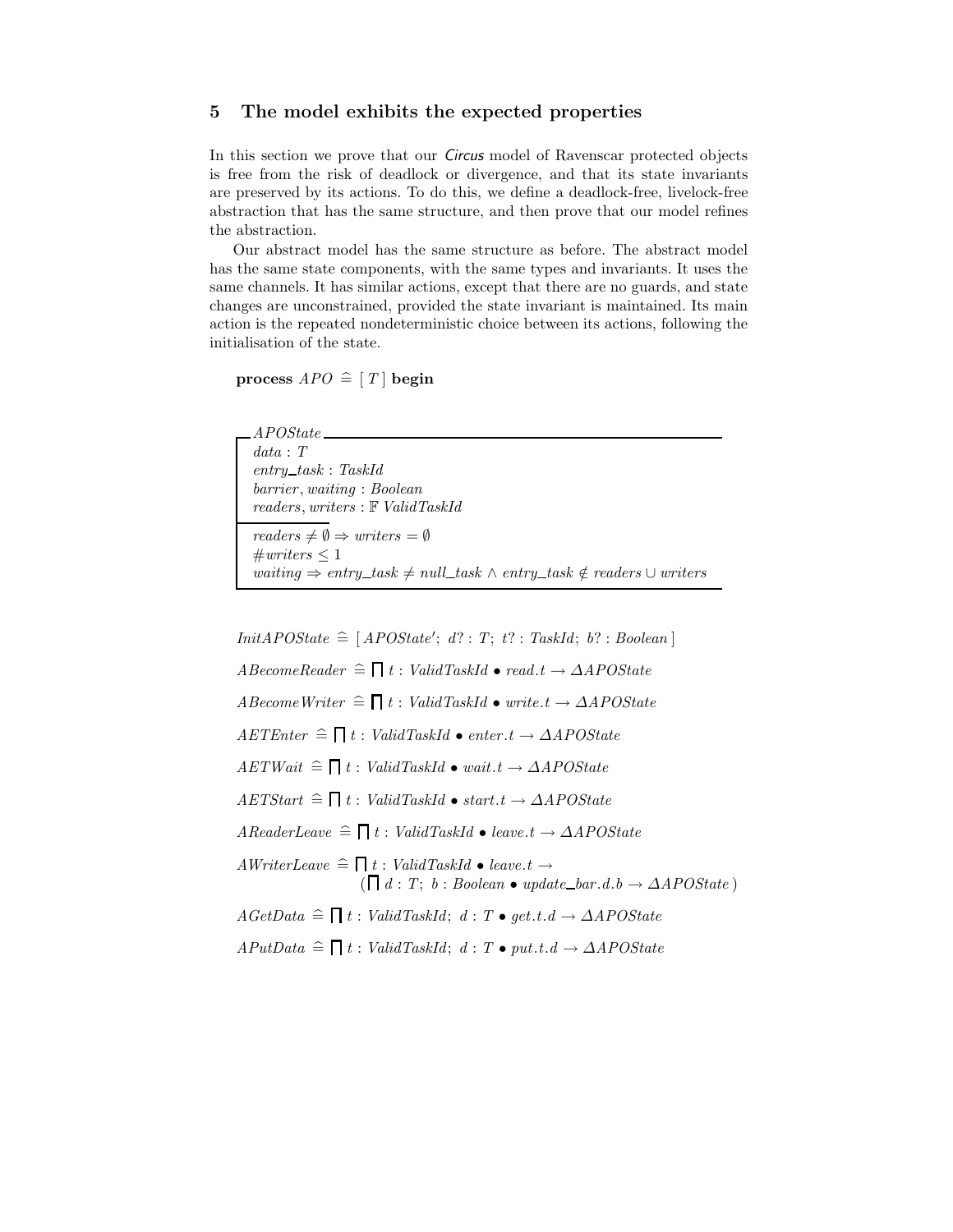## 5 The model exhibits the expected properties

In this section we prove that our *Circus* model of Ravenscar protected objects is free from the risk of deadlock or divergence, and that its state invariants are preserved by its actions. To do this, we define a deadlock-free, livelock-free abstraction that has the same structure, and then prove that our model refines the abstraction.

Our abstract model has the same structure as before. The abstract model has the same state components, with the same types and invariants. It uses the same channels. It has similar actions, except that there are no guards, and state changes are unconstrained, provided the state invariant is maintained. Its main action is the repeated nondeterministic choice between its actions, following the initialisation of the state.

$\mathbf{process}\ APO \mathrel{\widehat=} [\,T\,]\ \mathbf{begin}$

$$
\begin{array}{|l}
\hline
\textit{APOState} \\
\hline
data : T \\
entry\_task : TaskId \\
barrier, waiting : Boolean \\
readers, writers : \mathbb{F}\ ValidTaskId \\
\hline
readers \neq \emptyset \Rightarrow writers = \emptyset \\
\#writers \leq 1 \\
waiting \Rightarrow entry\_task \neq null\_task \land entry\_task \notin readers \cup writers \\
\hline
\end{array}
$$

$InitAPOState \mathrel{\widehat=} [\, APOState';\ d? : T;\ t? : TaskId;\ b? : Boolean \,]$

$ABecomeReader \mathrel{\widehat=} \bigsqcap t : ValidTaskId \bullet read.t \rightarrow \Delta APOState$

$ABecomeWriter \mathrel{\widehat=} \bigsqcap t : ValidTaskId \bullet write.t \rightarrow \Delta APOState$

$AETEnter \mathrel{\widehat=} \bigsqcap t : ValidTaskId \bullet enter.t \rightarrow \Delta APOState$

$AETWait \mathrel{\widehat=} \bigsqcap t : ValidTaskId \bullet wait.t \rightarrow \Delta APOState$

$AETStart \mathrel{\widehat=} \bigsqcap t : ValidTaskId \bullet start.t \rightarrow \Delta APOState$

$AReaderLeave \mathrel{\widehat=} \bigsqcap t : ValidTaskId \bullet leave.t \rightarrow \Delta APOState$

$$
\begin{array}{l}
AWriterLeave \mathrel{\widehat=} \bigsqcap t : ValidTaskId \bullet leave.t \rightarrow \\
\qquad\qquad (\bigsqcap d : T;\ b : Boolean \bullet update\_bar.d.b \rightarrow \Delta APOState\,)
\end{array}
$$

$AGetData \mathrel{\widehat=} \bigsqcap t : ValidTaskId;\ d : T \bullet get.t.d \rightarrow \Delta APOState$

$APutData \mathrel{\widehat=} \bigsqcap t : ValidTaskId;\ d : T \bullet put.t.d \rightarrow \Delta APOState$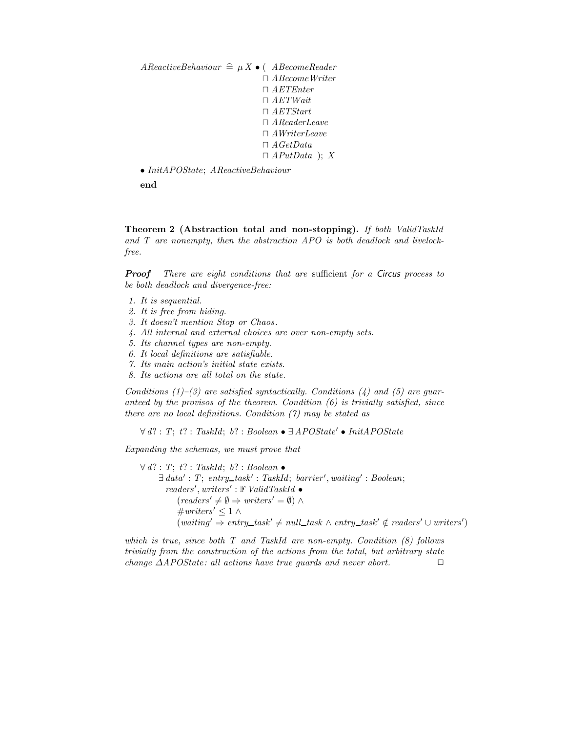$$
\begin{aligned}
AReactiveBehaviour \mathrel{\widehat=} \mu X \bullet (\ & ABecomeReader \\
& \sqcap ABecomeWriter \\
& \sqcap AETEnter \\
& \sqcap AETWait \\
& \sqcap AETStart \\
& \sqcap AReaderLeave \\
& \sqcap AWriterLeave \\
& \sqcap AGetData \\
& \sqcap APutData\ );\ X
\end{aligned}
$$

$\bullet$ *InitAPOState*; *AReactiveBehaviour*

**end**

**Theorem 2 (Abstraction total and non-stopping).** *If both ValidTaskId and T are nonempty, then the abstraction APO is both deadlock and livelock-free.*

***Proof*** *There are eight conditions that are* sufficient *for a Circus process to be both deadlock and divergence-free:*

1. *It is sequential.*
2. *It is free from hiding.*
3. *It doesn't mention Stop or Chaos.*
4. *All internal and external choices are over non-empty sets.*
5. *Its channel types are non-empty.*
6. *It local definitions are satisfiable.*
7. *Its main action's initial state exists.*
8. *Its actions are all total on the state.*

*Conditions (1)–(3) are satisfied syntactically. Conditions (4) and (5) are guaranteed by the provisos of the theorem. Condition (6) is trivially satisfied, since there are no local definitions. Condition (7) may be stated as*

$$\forall\, d? : T;\ t? : TaskId;\ b? : Boolean \bullet \exists\, APOState' \bullet InitAPOState$$

*Expanding the schemas, we must prove that*

$$
\begin{aligned}
&\forall\, d? : T;\ t? : TaskId;\ b? : Boolean \bullet \\
&\quad \exists\, data' : T;\ entry\_task' : TaskId;\ barrier', waiting' : Boolean; \\
&\quad\ \ readers', writers' : \mathbb{F}\ ValidTaskId \bullet \\
&\qquad (readers' \neq \emptyset \Rightarrow writers' = \emptyset) \land \\
&\qquad \#writers' \leq 1 \land \\
&\qquad (waiting' \Rightarrow entry\_task' \neq null\_task \land entry\_task' \notin readers' \cup writers')
\end{aligned}
$$

*which is true, since both T and TaskId are non-empty. Condition (8) follows trivially from the construction of the actions from the total, but arbitrary state change ΔAPOState: all actions have true guards and never abort.* □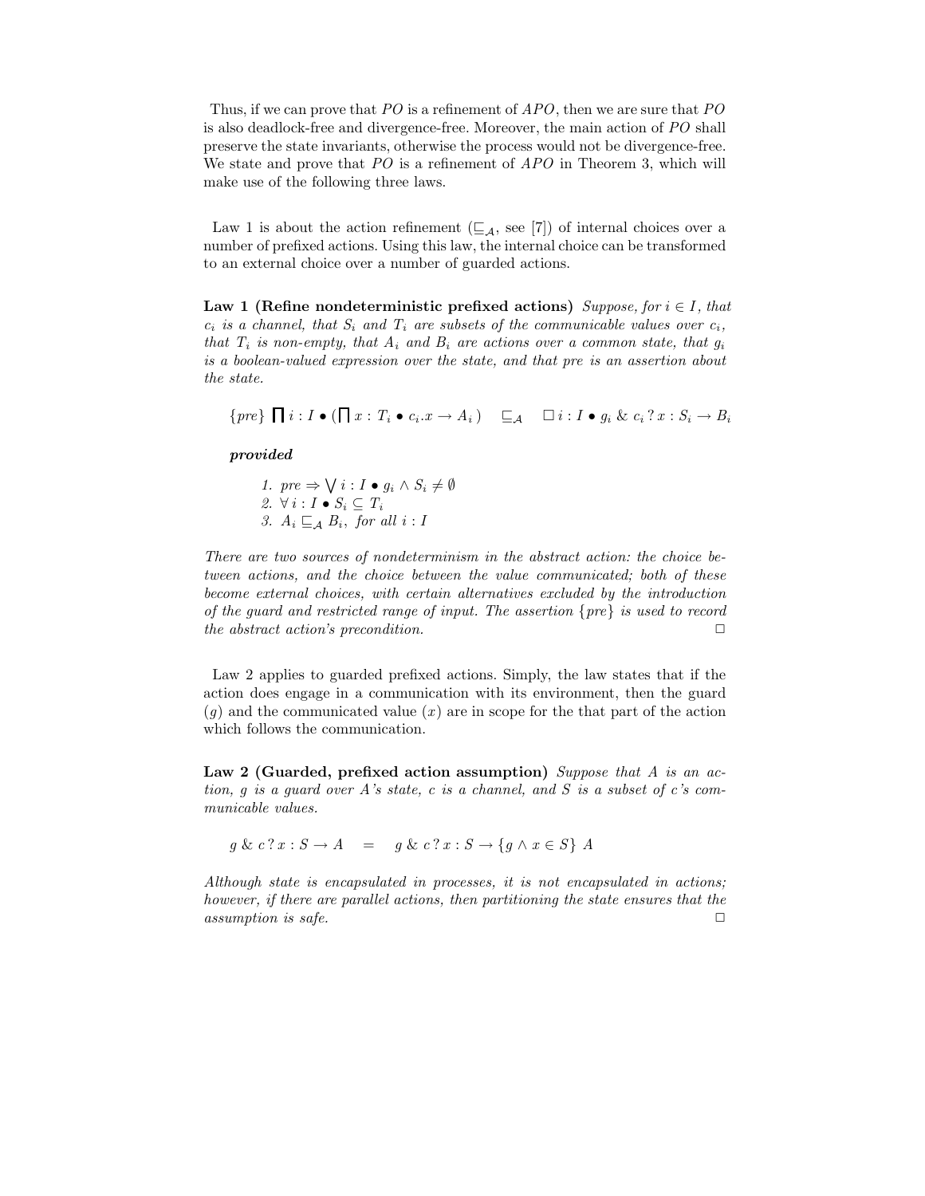Thus, if we can prove that $PO$ is a refinement of $APO$, then we are sure that $PO$ is also deadlock-free and divergence-free. Moreover, the main action of $PO$ shall preserve the state invariants, otherwise the process would not be divergence-free. We state and prove that $PO$ is a refinement of $APO$ in Theorem 3, which will make use of the following three laws.

Law 1 is about the action refinement ($\sqsubseteq_{\mathcal{A}}$, see [7]) of internal choices over a number of prefixed actions. Using this law, the internal choice can be transformed to an external choice over a number of guarded actions.

**Law 1 (Refine nondeterministic prefixed actions)** *Suppose, for $i \in I$, that $c_i$ is a channel, that $S_i$ and $T_i$ are subsets of the communicable values over $c_i$, that $T_i$ is non-empty, that $A_i$ and $B_i$ are actions over a common state, that $g_i$ is a boolean-valued expression over the state, and that pre is an assertion about the state.*

$$\{pre\} \; \bigsqcap i : I \bullet (\bigsqcap x : T_i \bullet c_i.x \rightarrow A_i) \quad \sqsubseteq_{\mathcal{A}} \quad \Box\, i : I \bullet g_i \;\&\; c_i \,?\, x : S_i \rightarrow B_i$$

***provided***

1. $pre \Rightarrow \bigvee i : I \bullet g_i \wedge S_i \neq \emptyset$
2. $\forall\, i : I \bullet S_i \subseteq T_i$
3. $A_i \sqsubseteq_{\mathcal{A}} B_i$, *for all* $i : I$

*There are two sources of nondeterminism in the abstract action: the choice between actions, and the choice between the value communicated; both of these become external choices, with certain alternatives excluded by the introduction of the guard and restricted range of input. The assertion $\{pre\}$ is used to record the abstract action's precondition.* □

Law 2 applies to guarded prefixed actions. Simply, the law states that if the action does engage in a communication with its environment, then the guard ($g$) and the communicated value ($x$) are in scope for the that part of the action which follows the communication.

**Law 2 (Guarded, prefixed action assumption)** *Suppose that $A$ is an action, $g$ is a guard over $A$'s state, $c$ is a channel, and $S$ is a subset of $c$'s communicable values.*

$$g \;\&\; c \,?\, x : S \rightarrow A \quad = \quad g \;\&\; c \,?\, x : S \rightarrow \{g \wedge x \in S\}\; A$$

*Although state is encapsulated in processes, it is not encapsulated in actions; however, if there are parallel actions, then partitioning the state ensures that the assumption is safe.* □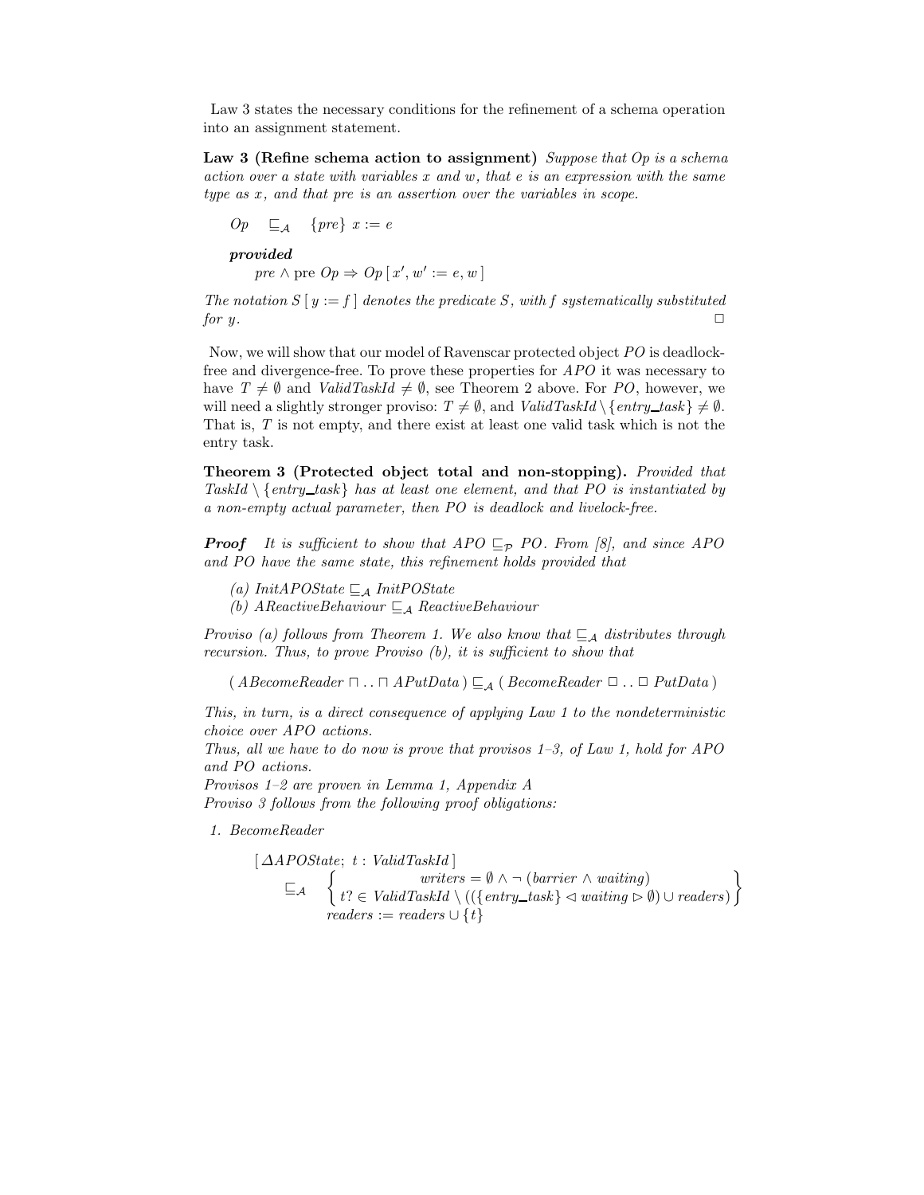Law 3 states the necessary conditions for the refinement of a schema operation into an assignment statement.

**Law 3 (Refine schema action to assignment)** *Suppose that $Op$ is a schema action over a state with variables $x$ and $w$, that $e$ is an expression with the same type as $x$, and that pre is an assertion over the variables in scope.*

$$Op \quad \sqsubseteq_{\mathcal{A}} \quad \{pre\}\ x := e$$

***provided***

$$pre \land \text{pre } Op \Rightarrow Op\,[\,x', w' := e, w\,]$$

*The notation $S\,[\,y := f\,]$ denotes the predicate $S$, with $f$ systematically substituted for $y$.* □

Now, we will show that our model of Ravenscar protected object $PO$ is deadlock-free and divergence-free. To prove these properties for $APO$ it was necessary to have $T \neq \emptyset$ and $ValidTaskId \neq \emptyset$, see Theorem 2 above. For $PO$, however, we will need a slightly stronger proviso: $T \neq \emptyset$, and $ValidTaskId \setminus \{entry\_task\} \neq \emptyset$. That is, $T$ is not empty, and there exist at least one valid task which is not the entry task.

**Theorem 3 (Protected object total and non-stopping).** *Provided that $TaskId \setminus \{entry\_task\}$ has at least one element, and that $PO$ is instantiated by a non-empty actual parameter, then $PO$ is deadlock and livelock-free.*

***Proof*** *It is sufficient to show that $APO \sqsubseteq_{\mathcal{P}} PO$. From [8], and since $APO$ and $PO$ have the same state, this refinement holds provided that*

*(a) $InitAPOState \sqsubseteq_{\mathcal{A}} InitPOState$*
*(b) $AReactiveBehaviour \sqsubseteq_{\mathcal{A}} ReactiveBehaviour$*

*Proviso (a) follows from Theorem 1. We also know that $\sqsubseteq_{\mathcal{A}}$ distributes through recursion. Thus, to prove Proviso (b), it is sufficient to show that*

$$(\, ABecomeReader \sqcap \ldots \sqcap APutData\,) \sqsubseteq_{\mathcal{A}} (\, BecomeReader \,\square\, \ldots \,\square\, PutData\,)$$

*This, in turn, is a direct consequence of applying Law 1 to the nondeterministic choice over $APO$ actions.*
*Thus, all we have to do now is prove that provisos 1–3, of Law 1, hold for $APO$ and $PO$ actions.*
*Provisos 1–2 are proven in Lemma 1, Appendix A*
*Proviso 3 follows from the following proof obligations:*

1. *BecomeReader*

$$\begin{array}{l} [\,\Delta APOState;\ t : ValidTaskId\,] \\ \quad \sqsubseteq_{\mathcal{A}} \quad \left\{ \begin{array}{c} writers = \emptyset \land \neg\,(barrier \land waiting) \\ t? \in ValidTaskId \setminus ((\{entry\_task\} \lhd waiting \rhd \emptyset) \cup readers) \end{array} \right\} \\ \qquad\qquad readers := readers \cup \{t\} \end{array}$$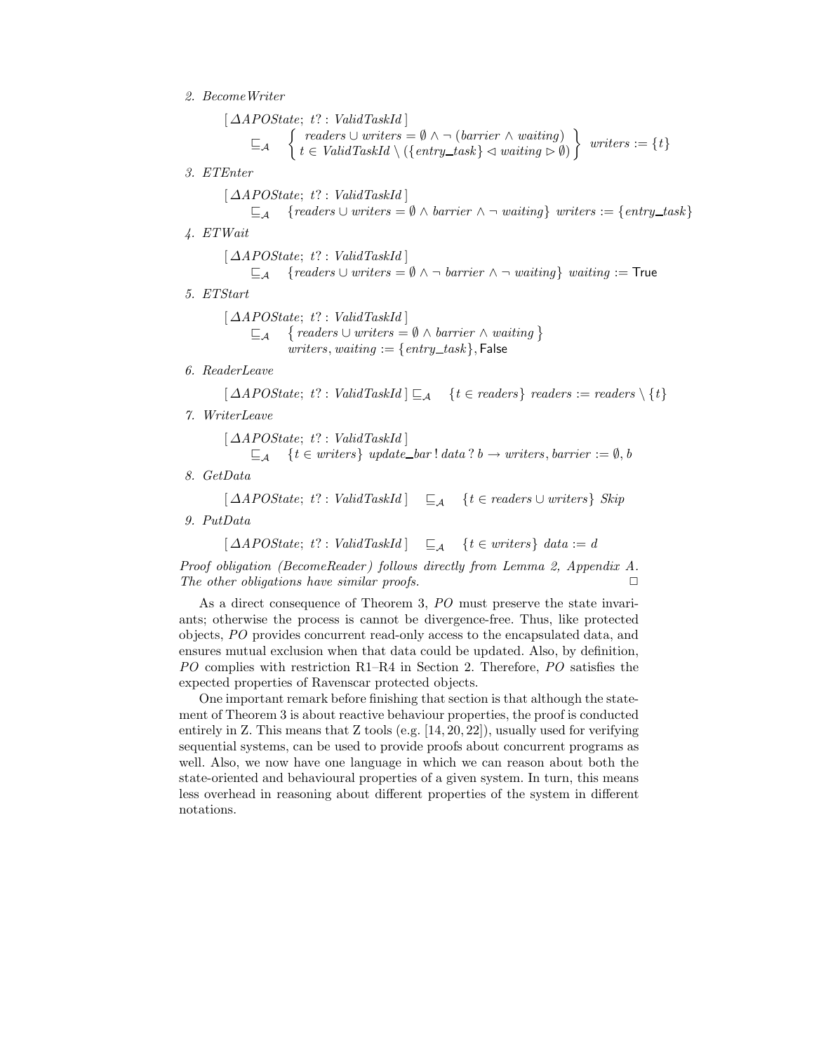2. *BecomeWriter*

$$[\,\Delta APOState;\ t? : ValidTaskId\,]$$
$$\sqsubseteq_{\mathcal{A}} \quad \left\{ \begin{array}{c} readers \cup writers = \emptyset \land \neg\,(barrier \land waiting) \\ t \in ValidTaskId \setminus (\{entry\_task\} \lhd waiting \rhd \emptyset) \end{array} \right\} \ writers := \{t\}$$

3. *ETEnter*

$$[\,\Delta APOState;\ t? : ValidTaskId\,]$$
$$\sqsubseteq_{\mathcal{A}} \quad \{readers \cup writers = \emptyset \land barrier \land \neg\ waiting\}\ writers := \{entry\_task\}$$

4. *ETWait*

$$[\,\Delta APOState;\ t? : ValidTaskId\,]$$
$$\sqsubseteq_{\mathcal{A}} \quad \{readers \cup writers = \emptyset \land \neg\ barrier \land \neg\ waiting\}\ waiting := \mathsf{True}$$

5. *ETStart*

$$[\,\Delta APOState;\ t? : ValidTaskId\,]$$
$$\sqsubseteq_{\mathcal{A}} \quad \{\, readers \cup writers = \emptyset \land barrier \land waiting\,\}$$
$$writers, waiting := \{entry\_task\}, \mathsf{False}$$

6. *ReaderLeave*

$$[\,\Delta APOState;\ t? : ValidTaskId\,] \sqsubseteq_{\mathcal{A}} \quad \{t \in readers\}\ readers := readers \setminus \{t\}$$

7. *WriterLeave*

$$[\,\Delta APOState;\ t? : ValidTaskId\,]$$
$$\sqsubseteq_{\mathcal{A}} \quad \{t \in writers\}\ update\_bar\,!\,data\,?\,b \rightarrow writers, barrier := \emptyset, b$$

8. *GetData*

$$[\,\Delta APOState;\ t? : ValidTaskId\,] \quad \sqsubseteq_{\mathcal{A}} \quad \{t \in readers \cup writers\}\ Skip$$

9. *PutData*

$$[\,\Delta APOState;\ t? : ValidTaskId\,] \quad \sqsubseteq_{\mathcal{A}} \quad \{t \in writers\}\ data := d$$

*Proof obligation (BecomeReader) follows directly from Lemma 2, Appendix A. The other obligations have similar proofs.* □

As a direct consequence of Theorem 3, *PO* must preserve the state invariants; otherwise the process is cannot be divergence-free. Thus, like protected objects, *PO* provides concurrent read-only access to the encapsulated data, and ensures mutual exclusion when that data could be updated. Also, by definition, *PO* complies with restriction R1–R4 in Section 2. Therefore, *PO* satisfies the expected properties of Ravenscar protected objects.

One important remark before finishing that section is that although the statement of Theorem 3 is about reactive behaviour properties, the proof is conducted entirely in Z. This means that Z tools (e.g. [14, 20, 22]), usually used for verifying sequential systems, can be used to provide proofs about concurrent programs as well. Also, we now have one language in which we can reason about both the state-oriented and behavioural properties of a given system. In turn, this means less overhead in reasoning about different properties of the system in different notations.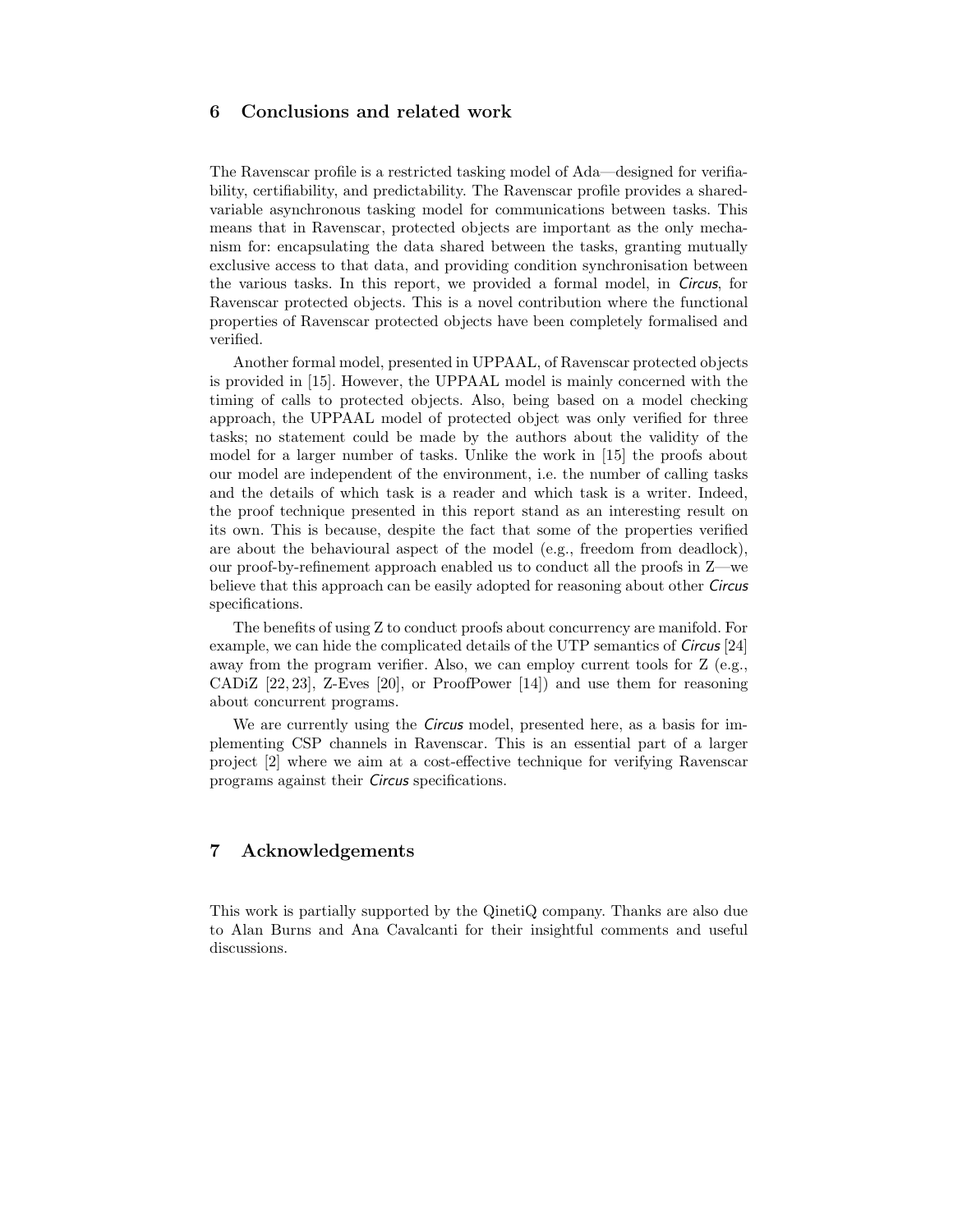## 6 Conclusions and related work

The Ravenscar profile is a restricted tasking model of Ada—designed for verifiability, certifiability, and predictability. The Ravenscar profile provides a shared-variable asynchronous tasking model for communications between tasks. This means that in Ravenscar, protected objects are important as the only mechanism for: encapsulating the data shared between the tasks, granting mutually exclusive access to that data, and providing condition synchronisation between the various tasks. In this report, we provided a formal model, in *Circus*, for Ravenscar protected objects. This is a novel contribution where the functional properties of Ravenscar protected objects have been completely formalised and verified.

Another formal model, presented in UPPAAL, of Ravenscar protected objects is provided in [15]. However, the UPPAAL model is mainly concerned with the timing of calls to protected objects. Also, being based on a model checking approach, the UPPAAL model of protected object was only verified for three tasks; no statement could be made by the authors about the validity of the model for a larger number of tasks. Unlike the work in [15] the proofs about our model are independent of the environment, i.e. the number of calling tasks and the details of which task is a reader and which task is a writer. Indeed, the proof technique presented in this report stand as an interesting result on its own. This is because, despite the fact that some of the properties verified are about the behavioural aspect of the model (e.g., freedom from deadlock), our proof-by-refinement approach enabled us to conduct all the proofs in Z—we believe that this approach can be easily adopted for reasoning about other *Circus* specifications.

The benefits of using Z to conduct proofs about concurrency are manifold. For example, we can hide the complicated details of the UTP semantics of *Circus* [24] away from the program verifier. Also, we can employ current tools for Z (e.g., CADiZ [22, 23], Z-Eves [20], or ProofPower [14]) and use them for reasoning about concurrent programs.

We are currently using the *Circus* model, presented here, as a basis for implementing CSP channels in Ravenscar. This is an essential part of a larger project [2] where we aim at a cost-effective technique for verifying Ravenscar programs against their *Circus* specifications.

## 7 Acknowledgements

This work is partially supported by the QinetiQ company. Thanks are also due to Alan Burns and Ana Cavalcanti for their insightful comments and useful discussions.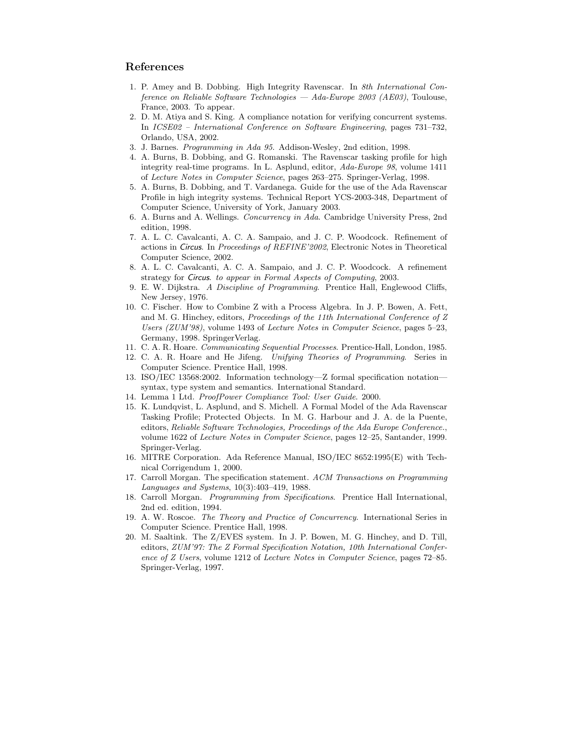## References

1. P. Amey and B. Dobbing. High Integrity Ravenscar. In *8th International Conference on Reliable Software Technologies — Ada-Europe 2003 (AE03)*, Toulouse, France, 2003. To appear.
2. D. M. Atiya and S. King. A compliance notation for verifying concurrent systems. In *ICSE02 – International Conference on Software Engineering*, pages 731–732, Orlando, USA, 2002.
3. J. Barnes. *Programming in Ada 95*. Addison-Wesley, 2nd edition, 1998.
4. A. Burns, B. Dobbing, and G. Romanski. The Ravenscar tasking profile for high integrity real-time programs. In L. Asplund, editor, *Ada-Europe 98*, volume 1411 of *Lecture Notes in Computer Science*, pages 263–275. Springer-Verlag, 1998.
5. A. Burns, B. Dobbing, and T. Vardanega. Guide for the use of the Ada Ravenscar Profile in high integrity systems. Technical Report YCS-2003-348, Department of Computer Science, University of York, January 2003.
6. A. Burns and A. Wellings. *Concurrency in Ada*. Cambridge University Press, 2nd edition, 1998.
7. A. L. C. Cavalcanti, A. C. A. Sampaio, and J. C. P. Woodcock. Refinement of actions in *Circus*. In *Proceedings of REFINE'2002*, Electronic Notes in Theoretical Computer Science, 2002.
8. A. L. C. Cavalcanti, A. C. A. Sampaio, and J. C. P. Woodcock. A refinement strategy for *Circus*. *to appear in Formal Aspects of Computing*, 2003.
9. E. W. Dijkstra. *A Discipline of Programming*. Prentice Hall, Englewood Cliffs, New Jersey, 1976.
10. C. Fischer. How to Combine Z with a Process Algebra. In J. P. Bowen, A. Fett, and M. G. Hinchey, editors, *Proceedings of the 11th International Conference of Z Users (ZUM'98)*, volume 1493 of *Lecture Notes in Computer Science*, pages 5–23, Germany, 1998. SpringerVerlag.
11. C. A. R. Hoare. *Communicating Sequential Processes*. Prentice-Hall, London, 1985.
12. C. A. R. Hoare and He Jifeng. *Unifying Theories of Programming*. Series in Computer Science. Prentice Hall, 1998.
13. ISO/IEC 13568:2002. Information technology—Z formal specification notation—syntax, type system and semantics. International Standard.
14. Lemma 1 Ltd. *ProofPower Compliance Tool: User Guide*. 2000.
15. K. Lundqvist, L. Asplund, and S. Michell. A Formal Model of the Ada Ravenscar Tasking Profile; Protected Objects. In M. G. Harbour and J. A. de la Puente, editors, *Reliable Software Technologies, Proceedings of the Ada Europe Conference.*, volume 1622 of *Lecture Notes in Computer Science*, pages 12–25, Santander, 1999. Springer-Verlag.
16. MITRE Corporation. Ada Reference Manual, ISO/IEC 8652:1995(E) with Technical Corrigendum 1, 2000.
17. Carroll Morgan. The specification statement. *ACM Transactions on Programming Languages and Systems*, 10(3):403–419, 1988.
18. Carroll Morgan. *Programming from Specifications*. Prentice Hall International, 2nd ed. edition, 1994.
19. A. W. Roscoe. *The Theory and Practice of Concurrency*. International Series in Computer Science. Prentice Hall, 1998.
20. M. Saaltink. The Z/EVES system. In J. P. Bowen, M. G. Hinchey, and D. Till, editors, *ZUM'97: The Z Formal Specification Notation, 10th International Conference of Z Users*, volume 1212 of *Lecture Notes in Computer Science*, pages 72–85. Springer-Verlag, 1997.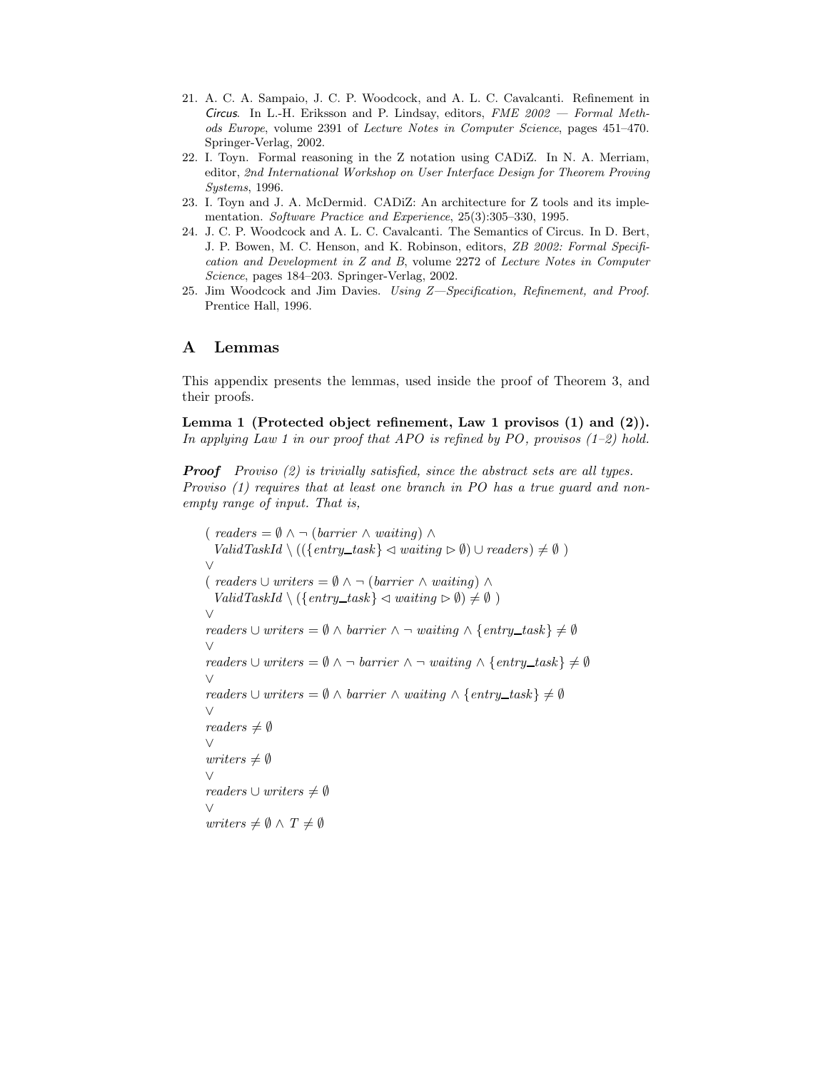21. A. C. A. Sampaio, J. C. P. Woodcock, and A. L. C. Cavalcanti. Refinement in *Circus*. In L.-H. Eriksson and P. Lindsay, editors, *FME 2002 — Formal Methods Europe*, volume 2391 of *Lecture Notes in Computer Science*, pages 451–470. Springer-Verlag, 2002.
22. I. Toyn. Formal reasoning in the Z notation using CADiZ. In N. A. Merriam, editor, *2nd International Workshop on User Interface Design for Theorem Proving Systems*, 1996.
23. I. Toyn and J. A. McDermid. CADiZ: An architecture for Z tools and its implementation. *Software Practice and Experience*, 25(3):305–330, 1995.
24. J. C. P. Woodcock and A. L. C. Cavalcanti. The Semantics of Circus. In D. Bert, J. P. Bowen, M. C. Henson, and K. Robinson, editors, *ZB 2002: Formal Specification and Development in Z and B*, volume 2272 of *Lecture Notes in Computer Science*, pages 184–203. Springer-Verlag, 2002.
25. Jim Woodcock and Jim Davies. *Using Z—Specification, Refinement, and Proof.* Prentice Hall, 1996.

## A Lemmas

This appendix presents the lemmas, used inside the proof of Theorem 3, and their proofs.

**Lemma 1 (Protected object refinement, Law 1 provisos (1) and (2)).** *In applying Law 1 in our proof that APO is refined by PO, provisos (1–2) hold.*

***Proof*** *Proviso (2) is trivially satisfied, since the abstract sets are all types. Proviso (1) requires that at least one branch in PO has a true guard and non-empty range of input. That is,*

$$
\begin{array}{l}
(\ readers = \emptyset \land \neg\,(barrier \land waiting) \land \\
\quad ValidTaskId \setminus ((\{entry\_task\} \lhd waiting \rhd \emptyset) \cup readers) \neq \emptyset\ ) \\
\lor \\
(\ readers \cup writers = \emptyset \land \neg\,(barrier \land waiting) \land \\
\quad ValidTaskId \setminus (\{entry\_task\} \lhd waiting \rhd \emptyset) \neq \emptyset\ ) \\
\lor \\
readers \cup writers = \emptyset \land barrier \land \neg\, waiting \land \{entry\_task\} \neq \emptyset \\
\lor \\
readers \cup writers = \emptyset \land \neg\, barrier \land \neg\, waiting \land \{entry\_task\} \neq \emptyset \\
\lor \\
readers \cup writers = \emptyset \land barrier \land waiting \land \{entry\_task\} \neq \emptyset \\
\lor \\
readers \neq \emptyset \\
\lor \\
writers \neq \emptyset \\
\lor \\
readers \cup writers \neq \emptyset \\
\lor \\
writers \neq \emptyset \land T \neq \emptyset
\end{array}
$$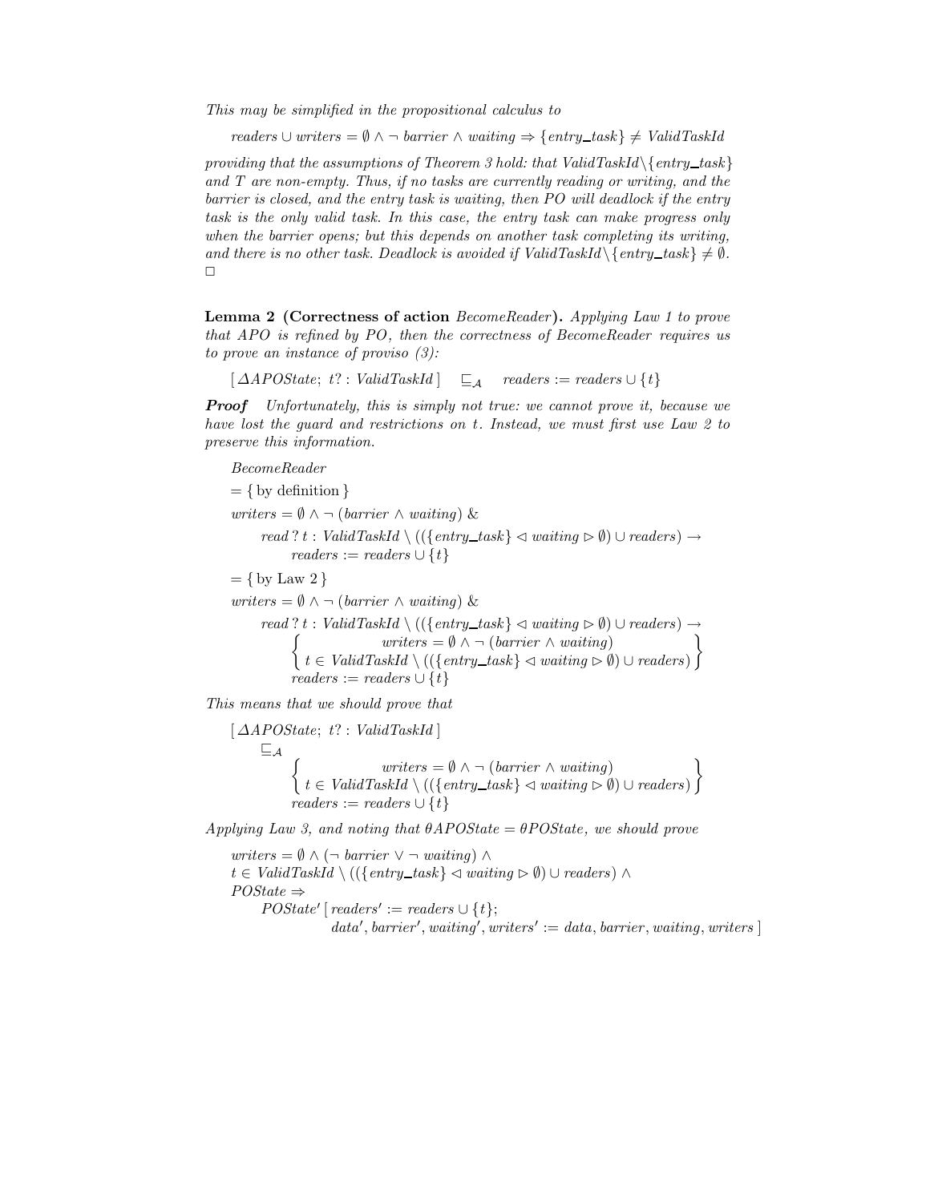*This may be simplified in the propositional calculus to*

$$readers \cup writers = \emptyset \land \neg\ barrier \land waiting \Rightarrow \{entry\_task\} \neq ValidTaskId$$

*providing that the assumptions of Theorem 3 hold: that* $ValidTaskId \setminus \{entry\_task\}$ *and* $T$ *are non-empty. Thus, if no tasks are currently reading or writing, and the barrier is closed, and the entry task is waiting, then PO will deadlock if the entry task is the only valid task. In this case, the entry task can make progress only when the barrier opens; but this depends on another task completing its writing, and there is no other task. Deadlock is avoided if* $ValidTaskId \setminus \{entry\_task\} \neq \emptyset$. □

**Lemma 2 (Correctness of action** *BecomeReader***).** *Applying Law 1 to prove that APO is refined by PO, then the correctness of BecomeReader requires us to prove an instance of proviso (3):*

$$[\, \Delta APOState;\ t? : ValidTaskId \,] \quad \sqsubseteq_{\mathcal{A}} \quad readers := readers \cup \{t\}$$

***Proof*** *Unfortunately, this is simply not true: we cannot prove it, because we have lost the guard and restrictions on t. Instead, we must first use Law 2 to preserve this information.*

$$
\begin{aligned}
& BecomeReader \\
& = \{\text{ by definition }\} \\
& writers = \emptyset \land \neg\,(barrier \land waiting)\ \& \\
& \qquad read\,?\,t : ValidTaskId \setminus ((\{entry\_task\} \lhd waiting \rhd \emptyset) \cup readers) \rightarrow \\
& \qquad\qquad readers := readers \cup \{t\} \\
& = \{\text{ by Law 2 }\} \\
& writers = \emptyset \land \neg\,(barrier \land waiting)\ \& \\
& \qquad read\,?\,t : ValidTaskId \setminus ((\{entry\_task\} \lhd waiting \rhd \emptyset) \cup readers) \rightarrow \\
& \qquad\qquad \left\{ \begin{array}{c} writers = \emptyset \land \neg\,(barrier \land waiting) \\ t \in ValidTaskId \setminus ((\{entry\_task\} \lhd waiting \rhd \emptyset) \cup readers) \end{array} \right\} \\
& \qquad\qquad readers := readers \cup \{t\}
\end{aligned}
$$

*This means that we should prove that*

$$
\begin{aligned}
& [\, \Delta APOState;\ t? : ValidTaskId \,] \\
& \quad \sqsubseteq_{\mathcal{A}} \\
& \qquad \left\{ \begin{array}{c} writers = \emptyset \land \neg\,(barrier \land waiting) \\ t \in ValidTaskId \setminus ((\{entry\_task\} \lhd waiting \rhd \emptyset) \cup readers) \end{array} \right\} \\
& \qquad readers := readers \cup \{t\}
\end{aligned}
$$

*Applying Law 3, and noting that* $\theta APOState = \theta POState$*, we should prove*

$$
\begin{aligned}
& writers = \emptyset \land (\neg\ barrier \lor \neg\ waiting)\ \land \\
& t \in ValidTaskId \setminus ((\{entry\_task\} \lhd waiting \rhd \emptyset) \cup readers)\ \land \\
& POState \Rightarrow \\
& \quad POState'\,[\, readers' := readers \cup \{t\}; \\
& \qquad\qquad data', barrier', waiting', writers' := data, barrier, waiting, writers \,]
\end{aligned}
$$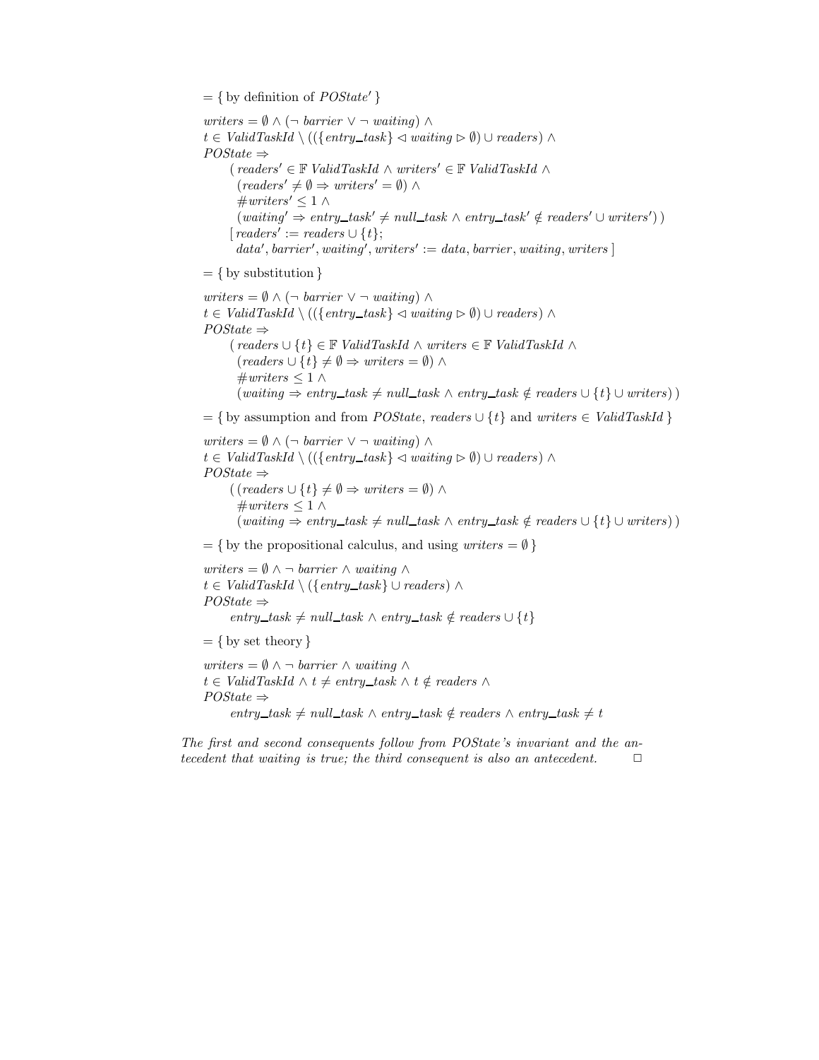$= \{$ by definition of $POState'$ $\}$

$$
\begin{array}{l}
writers = \emptyset \wedge (\neg\, barrier \vee \neg\, waiting) \wedge \\
t \in ValidTaskId \setminus ((\{entry\_task\} \lhd waiting \rhd \emptyset) \cup readers) \wedge \\
POState \Rightarrow \\
\quad (\, readers' \in \mathbb{F}\, ValidTaskId \wedge writers' \in \mathbb{F}\, ValidTaskId \wedge \\
\quad\;\; (readers' \neq \emptyset \Rightarrow writers' = \emptyset) \wedge \\
\quad\;\; \#writers' \leq 1 \wedge \\
\quad\;\; (waiting' \Rightarrow entry\_task' \neq null\_task \wedge entry\_task' \notin readers' \cup writers')\,) \\
\quad [\, readers' := readers \cup \{t\}; \\
\quad\;\; data', barrier', waiting', writers' := data, barrier, waiting, writers \,]
\end{array}
$$

$= \{$ by substitution $\}$

$$
\begin{array}{l}
writers = \emptyset \wedge (\neg\, barrier \vee \neg\, waiting) \wedge \\
t \in ValidTaskId \setminus ((\{entry\_task\} \lhd waiting \rhd \emptyset) \cup readers) \wedge \\
POState \Rightarrow \\
\quad (\, readers \cup \{t\} \in \mathbb{F}\, ValidTaskId \wedge writers \in \mathbb{F}\, ValidTaskId \wedge \\
\quad\;\; (readers \cup \{t\} \neq \emptyset \Rightarrow writers = \emptyset) \wedge \\
\quad\;\; \#writers \leq 1 \wedge \\
\quad\;\; (waiting \Rightarrow entry\_task \neq null\_task \wedge entry\_task \notin readers \cup \{t\} \cup writers)\,)
\end{array}
$$

$= \{$ by assumption and from $POState$, $readers \cup \{t\}$ and $writers \in ValidTaskId$ $\}$

$$
\begin{array}{l}
writers = \emptyset \wedge (\neg\, barrier \vee \neg\, waiting) \wedge \\
t \in ValidTaskId \setminus ((\{entry\_task\} \lhd waiting \rhd \emptyset) \cup readers) \wedge \\
POState \Rightarrow \\
\quad (\, (readers \cup \{t\} \neq \emptyset \Rightarrow writers = \emptyset) \wedge \\
\quad\;\; \#writers \leq 1 \wedge \\
\quad\;\; (waiting \Rightarrow entry\_task \neq null\_task \wedge entry\_task \notin readers \cup \{t\} \cup writers)\,)
\end{array}
$$

$= \{$ by the propositional calculus, and using $writers = \emptyset$ $\}$

$$
\begin{array}{l}
writers = \emptyset \wedge \neg\, barrier \wedge waiting \wedge \\
t \in ValidTaskId \setminus (\{entry\_task\} \cup readers) \wedge \\
POState \Rightarrow \\
\quad entry\_task \neq null\_task \wedge entry\_task \notin readers \cup \{t\}
\end{array}
$$

$= \{$ by set theory $\}$

$$
\begin{array}{l}
writers = \emptyset \wedge \neg\, barrier \wedge waiting \wedge \\
t \in ValidTaskId \wedge t \neq entry\_task \wedge t \notin readers \wedge \\
POState \Rightarrow \\
\quad entry\_task \neq null\_task \wedge entry\_task \notin readers \wedge entry\_task \neq t
\end{array}
$$

*The first and second consequents follow from POState's invariant and the antecedent that waiting is true; the third consequent is also an antecedent.* □